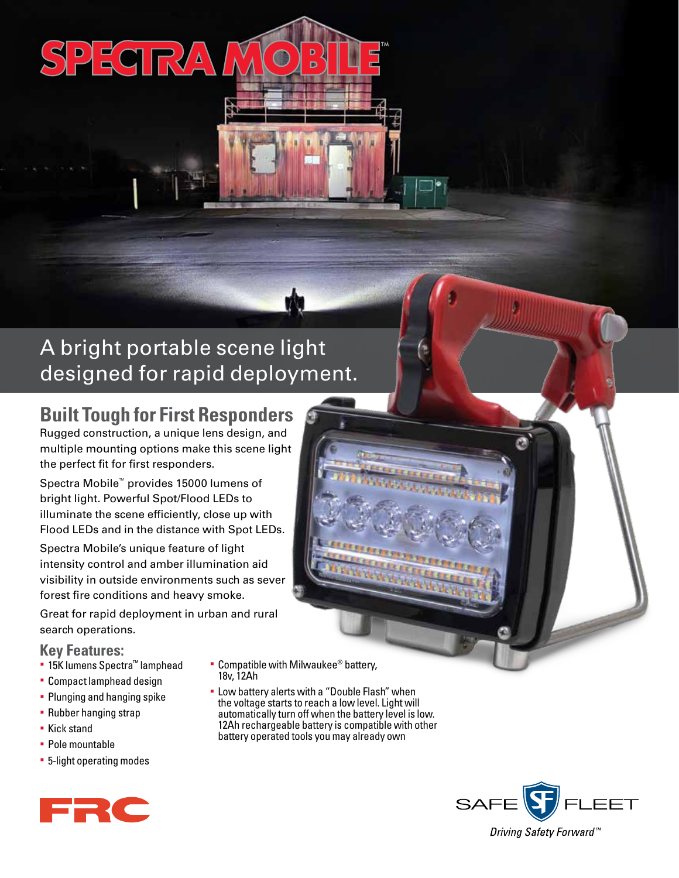# SPECTRA MOBILE™

## A bright portable scene light designed for rapid deployment.

## Built Tough for First Responders

Rugged construction, a unique lens design, and multiple mounting options make this scene light the perfect fit for first responders.

Spectra Mobile™ provides 15000 lumens of bright light. Powerful Spot/Flood LEDs to illuminate the scene efficiently, close up with Flood LEDs and in the distance with Spot LEDs.

Spectra Mobile's unique feature of light intensity control and amber illumination aid visibility in outside environments such as sever forest fire conditions and heavy smoke.

Great for rapid deployment in urban and rural search operations.

### Key Features:

- 15K lumens Spectra™ lamphead
- Compact lamphead design
- Plunging and hanging spike
- Rubber hanging strap
- Kick stand
- Pole mountable
- 5-light operating modes
- Compatible with Milwaukee® battery, 18v, 12Ah
- Low battery alerts with a "Double Flash" when the voltage starts to reach a low level. Light will automatically turn off when the battery level is low. 12Ah rechargeable battery is compatible with other battery operated tools you may already own

FRC

SAFE FLEET

*Driving Safety Forward™*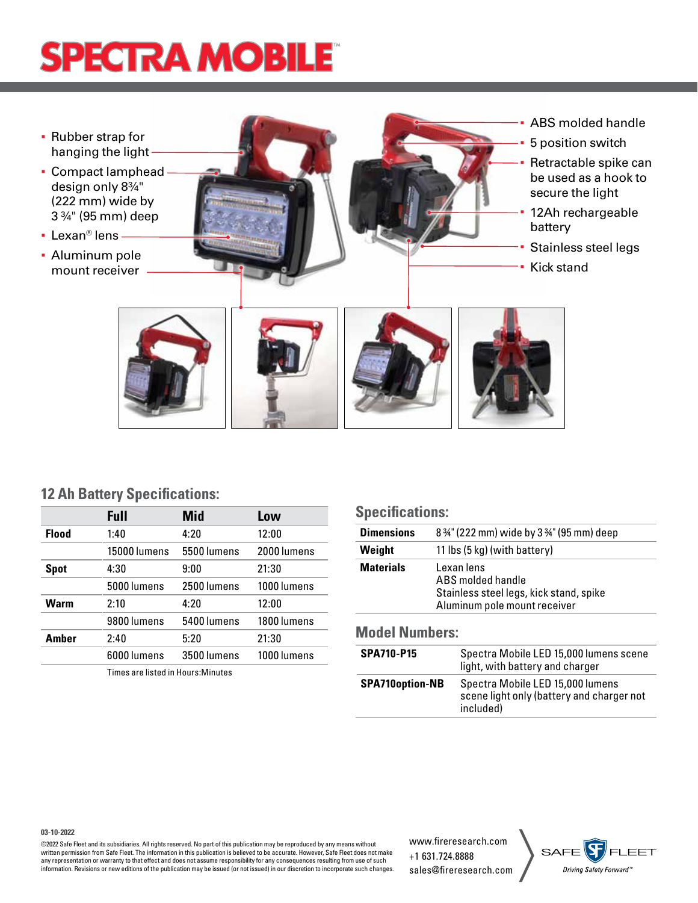# SPECTRA MOBILE™

- Rubber strap for hanging the light
- Compact lamphead design only 8¾" (222 mm) wide by 3 ¾" (95 mm) deep
- Lexan® lens
- Aluminum pole mount receiver

- ABS molded handle
- 5 position switch
- Retractable spike can be used as a hook to secure the light
- 12Ah rechargeable battery
- Stainless steel legs
- Kick stand

## 12 Ah Battery Specifications:

| | Full | Mid | Low |
|---|---|---|---|
| **Flood** | 1:40 | 4:20 | 12:00 |
| | 15000 lumens | 5500 lumens | 2000 lumens |
| **Spot** | 4:30 | 9:00 | 21:30 |
| | 5000 lumens | 2500 lumens | 1000 lumens |
| **Warm** | 2:10 | 4:20 | 12:00 |
| | 9800 lumens | 5400 lumens | 1800 lumens |
| **Amber** | 2:40 | 5:20 | 21:30 |
| | 6000 lumens | 3500 lumens | 1000 lumens |

Times are listed in Hours:Minutes

## Specifications:

| | |
|---|---|
| **Dimensions** | 8 ¾" (222 mm) wide by 3 ¾" (95 mm) deep |
| **Weight** | 11 lbs (5 kg) (with battery) |
| **Materials** | Lexan lens<br>ABS molded handle<br>Stainless steel legs, kick stand, spike<br>Aluminum pole mount receiver |

## Model Numbers:

| | |
|---|---|
| **SPA710-P15** | Spectra Mobile LED 15,000 lumens scene light, with battery and charger |
| **SPA710option-NB** | Spectra Mobile LED 15,000 lumens scene light only (battery and charger not included) |

03-10-2022

©2022 Safe Fleet and its subsidiaries. All rights reserved. No part of this publication may be reproduced by any means without written permission from Safe Fleet. The information in this publication is believed to be accurate. However, Safe Fleet does not make any representation or warranty to that effect and does not assume responsibility for any consequences resulting from use of such information. Revisions or new editions of the publication may be issued (or not issued) in our discretion to incorporate such changes.

www.fireresearch.com
+1 631.724.8888
sales@fireresearch.com

SAFE FLEET
*Driving Safety Forward™*